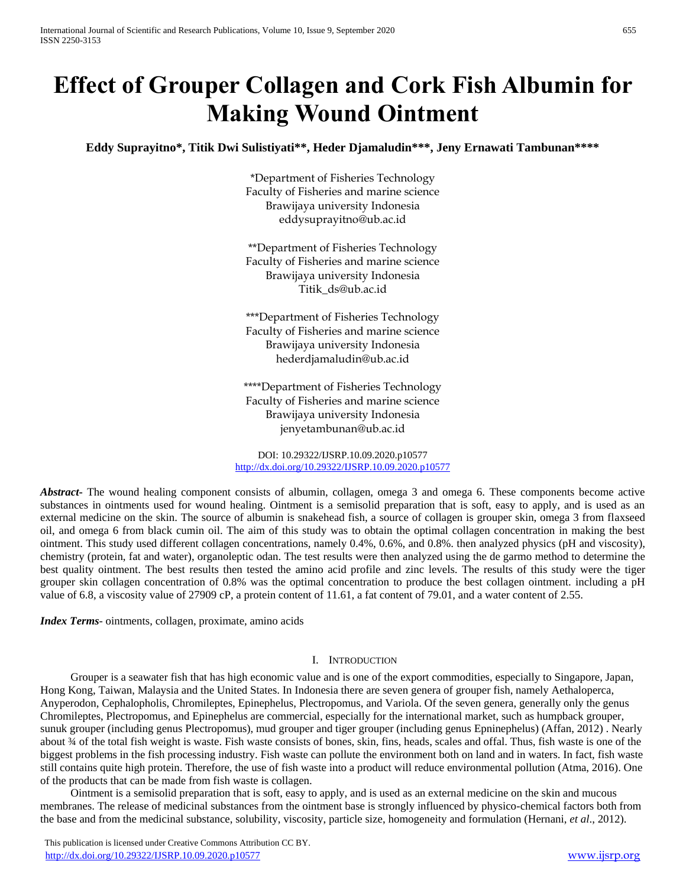# Effect of Grouper Collagen and Cork Fish Albumin for Making Wound Ointment

**Eddy Suprayitno*, Titik Dwi Sulistiyati**, Heder Djamaludin***, Jeny Ernawati Tambunan******

*Department of Fisheries Technology
Faculty of Fisheries and marine science
Brawijaya university Indonesia
eddysuprayitno@ub.ac.id

**Department of Fisheries Technology
Faculty of Fisheries and marine science
Brawijaya university Indonesia
Titik_ds@ub.ac.id

***Department of Fisheries Technology
Faculty of Fisheries and marine science
Brawijaya university Indonesia
hederdjamaludin@ub.ac.id

****Department of Fisheries Technology
Faculty of Fisheries and marine science
Brawijaya university Indonesia
jenyetambunan@ub.ac.id

DOI: 10.29322/IJSRP.10.09.2020.p10577
http://dx.doi.org/10.29322/IJSRP.10.09.2020.p10577

***Abstract***- The wound healing component consists of albumin, collagen, omega 3 and omega 6. These components become active substances in ointments used for wound healing. Ointment is a semisolid preparation that is soft, easy to apply, and is used as an external medicine on the skin. The source of albumin is snakehead fish, a source of collagen is grouper skin, omega 3 from flaxseed oil, and omega 6 from black cumin oil. The aim of this study was to obtain the optimal collagen concentration in making the best ointment. This study used different collagen concentrations, namely 0.4%, 0.6%, and 0.8%. then analyzed physics (pH and viscosity), chemistry (protein, fat and water), organoleptic odan. The test results were then analyzed using the de garmo method to determine the best quality ointment. The best results then tested the amino acid profile and zinc levels. The results of this study were the tiger grouper skin collagen concentration of 0.8% was the optimal concentration to produce the best collagen ointment. including a pH value of 6.8, a viscosity value of 27909 cP, a protein content of 11.61, a fat content of 79.01, and a water content of 2.55.

***Index Terms***- ointments, collagen, proximate, amino acids

## I. Introduction

Grouper is a seawater fish that has high economic value and is one of the export commodities, especially to Singapore, Japan, Hong Kong, Taiwan, Malaysia and the United States. In Indonesia there are seven genera of grouper fish, namely Aethaloperca, Anyperodon, Cephalopholis, Chromileptes, Epinephelus, Plectropomus, and Variola. Of the seven genera, generally only the genus Chromileptes, Plectropomus, and Epinephelus are commercial, especially for the international market, such as humpback grouper, sunuk grouper (including genus Plectropomus), mud grouper and tiger grouper (including genus Epninephelus) (Affan, 2012) . Nearly about ¾ of the total fish weight is waste. Fish waste consists of bones, skin, fins, heads, scales and offal. Thus, fish waste is one of the biggest problems in the fish processing industry. Fish waste can pollute the environment both on land and in waters. In fact, fish waste still contains quite high protein. Therefore, the use of fish waste into a product will reduce environmental pollution (Atma, 2016). One of the products that can be made from fish waste is collagen.

Ointment is a semisolid preparation that is soft, easy to apply, and is used as an external medicine on the skin and mucous membranes. The release of medicinal substances from the ointment base is strongly influenced by physico-chemical factors both from the base and from the medicinal substance, solubility, viscosity, particle size, homogeneity and formulation (Hernani, *et al*., 2012).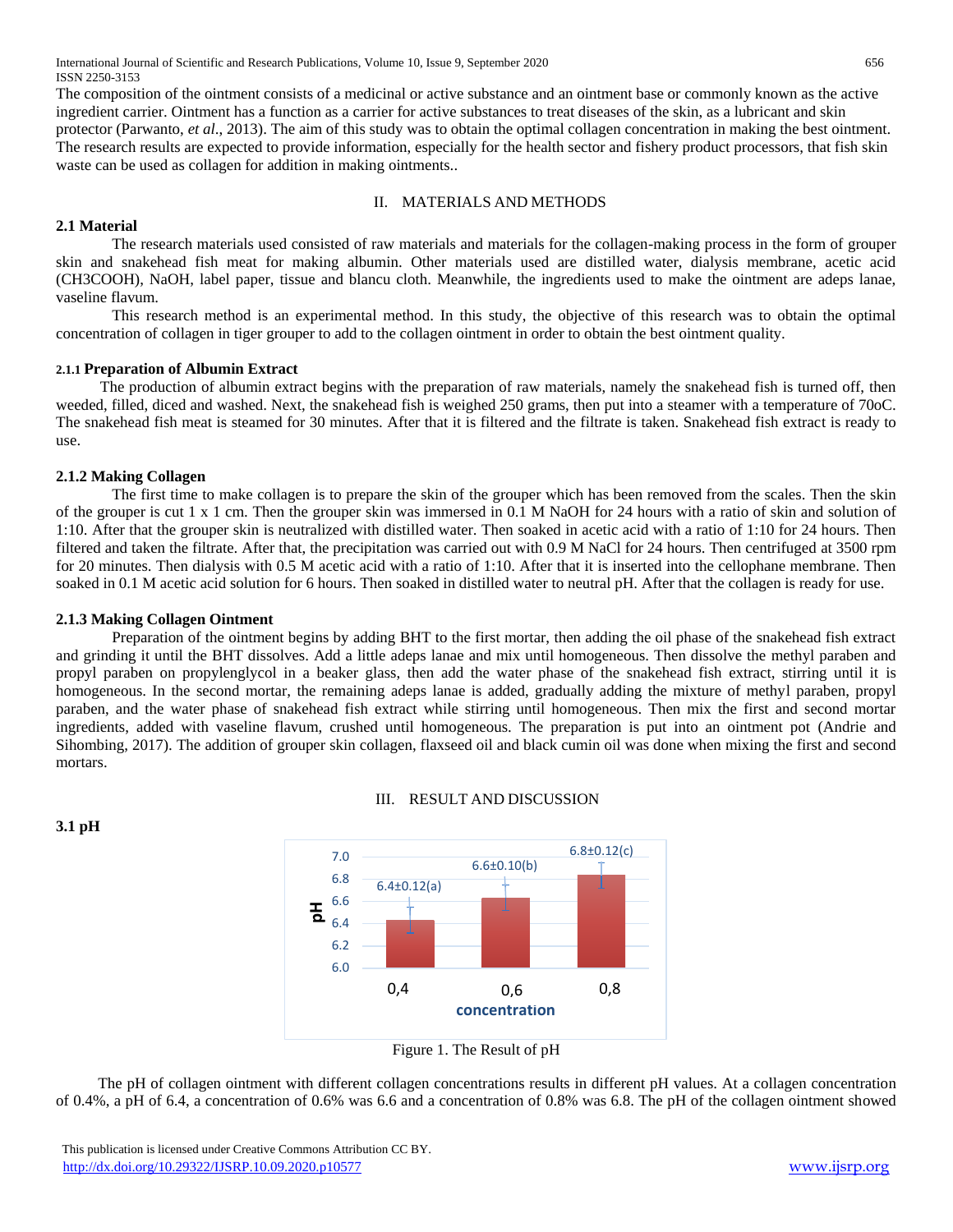The composition of the ointment consists of a medicinal or active substance and an ointment base or commonly known as the active ingredient carrier. Ointment has a function as a carrier for active substances to treat diseases of the skin, as a lubricant and skin protector (Parwanto, *et al*., 2013). The aim of this study was to obtain the optimal collagen concentration in making the best ointment. The research results are expected to provide information, especially for the health sector and fishery product processors, that fish skin waste can be used as collagen for addition in making ointments..

## II. MATERIALS AND METHODS

### 2.1 Material

The research materials used consisted of raw materials and materials for the collagen-making process in the form of grouper skin and snakehead fish meat for making albumin. Other materials used are distilled water, dialysis membrane, acetic acid ($CH_3COOH$), NaOH, label paper, tissue and blancu cloth. Meanwhile, the ingredients used to make the ointment are adeps lanae, vaseline flavum.

This research method is an experimental method. In this study, the objective of this research was to obtain the optimal concentration of collagen in tiger grouper to add to the collagen ointment in order to obtain the best ointment quality.

#### 2.1.1 Preparation of Albumin Extract

The production of albumin extract begins with the preparation of raw materials, namely the snakehead fish is turned off, then weeded, filled, diced and washed. Next, the snakehead fish is weighed 250 grams, then put into a steamer with a temperature of 70oC. The snakehead fish meat is steamed for 30 minutes. After that it is filtered and the filtrate is taken. Snakehead fish extract is ready to use.

#### 2.1.2 Making Collagen

The first time to make collagen is to prepare the skin of the grouper which has been removed from the scales. Then the skin of the grouper is cut 1 x 1 cm. Then the grouper skin was immersed in 0.1 M NaOH for 24 hours with a ratio of skin and solution of 1:10. After that the grouper skin is neutralized with distilled water. Then soaked in acetic acid with a ratio of 1:10 for 24 hours. Then filtered and taken the filtrate. After that, the precipitation was carried out with 0.9 M NaCl for 24 hours. Then centrifuged at 3500 rpm for 20 minutes. Then dialysis with 0.5 M acetic acid with a ratio of 1:10. After that it is inserted into the cellophane membrane. Then soaked in 0.1 M acetic acid solution for 6 hours. Then soaked in distilled water to neutral pH. After that the collagen is ready for use.

#### 2.1.3 Making Collagen Ointment

Preparation of the ointment begins by adding BHT to the first mortar, then adding the oil phase of the snakehead fish extract and grinding it until the BHT dissolves. Add a little adeps lanae and mix until homogeneous. Then dissolve the methyl paraben and propyl paraben on propylenglycol in a beaker glass, then add the water phase of the snakehead fish extract, stirring until it is homogeneous. In the second mortar, the remaining adeps lanae is added, gradually adding the mixture of methyl paraben, propyl paraben, and the water phase of snakehead fish extract while stirring until homogeneous. Then mix the first and second mortar ingredients, added with vaseline flavum, crushed until homogeneous. The preparation is put into an ointment pot (Andrie and Sihombing, 2017). The addition of grouper skin collagen, flaxseed oil and black cumin oil was done when mixing the first and second mortars.

## III. RESULT AND DISCUSSION

### 3.1 pH

| concentration | pH |
|---|---|
| 0,4 | 6.4±0.12(a) |
| 0,6 | 6.6±0.10(b) |
| 0,8 | 6.8±0.12(c) |

Figure 1. The Result of pH

The pH of collagen ointment with different collagen concentrations results in different pH values. At a collagen concentration of 0.4%, a pH of 6.4, a concentration of 0.6% was 6.6 and a concentration of 0.8% was 6.8. The pH of the collagen ointment showed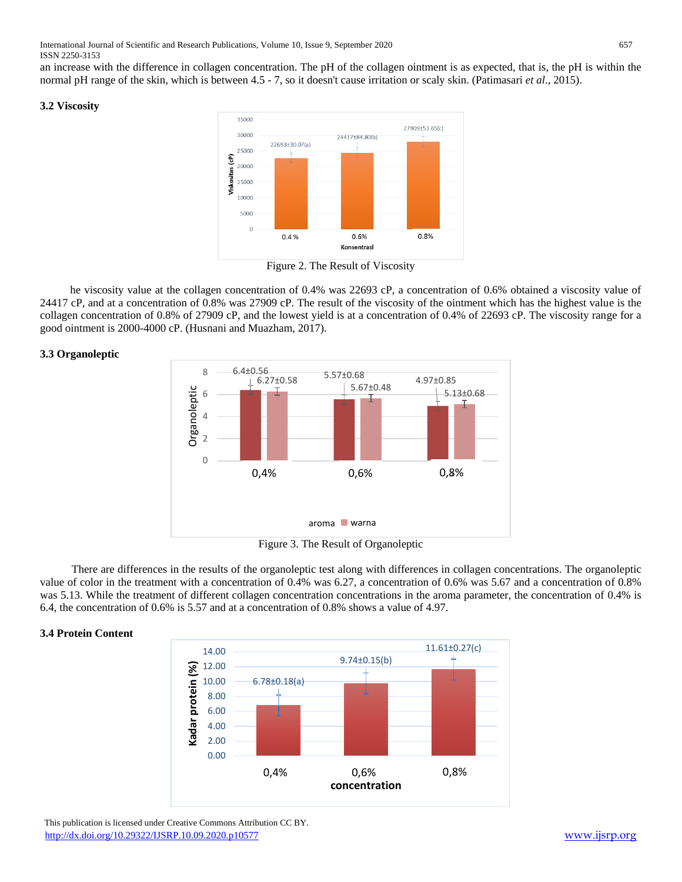an increase with the difference in collagen concentration. The pH of the collagen ointment is as expected, that is, the pH is within the normal pH range of the skin, which is between 4.5 - 7, so it doesn't cause irritation or scaly skin. (Patimasari *et al*., 2015).

### 3.2 Viscosity

Figure 2. The Result of Viscosity

he viscosity value at the collagen concentration of 0.4% was 22693 cP, a concentration of 0.6% obtained a viscosity value of 24417 cP, and at a concentration of 0.8% was 27909 cP. The result of the viscosity of the ointment which has the highest value is the collagen concentration of 0.8% of 27909 cP, and the lowest yield is at a concentration of 0.4% of 22693 cP. The viscosity range for a good ointment is 2000-4000 cP. (Husnani and Muazham, 2017).

### 3.3 Organoleptic

Figure 3. The Result of Organoleptic

There are differences in the results of the organoleptic test along with differences in collagen concentrations. The organoleptic value of color in the treatment with a concentration of 0.4% was 6.27, a concentration of 0.6% was 5.67 and a concentration of 0.8% was 5.13. While the treatment of different collagen concentration concentrations in the aroma parameter, the concentration of 0.4% is 6.4, the concentration of 0.6% is 5.57 and at a concentration of 0.8% shows a value of 4.97.

### 3.4 Protein Content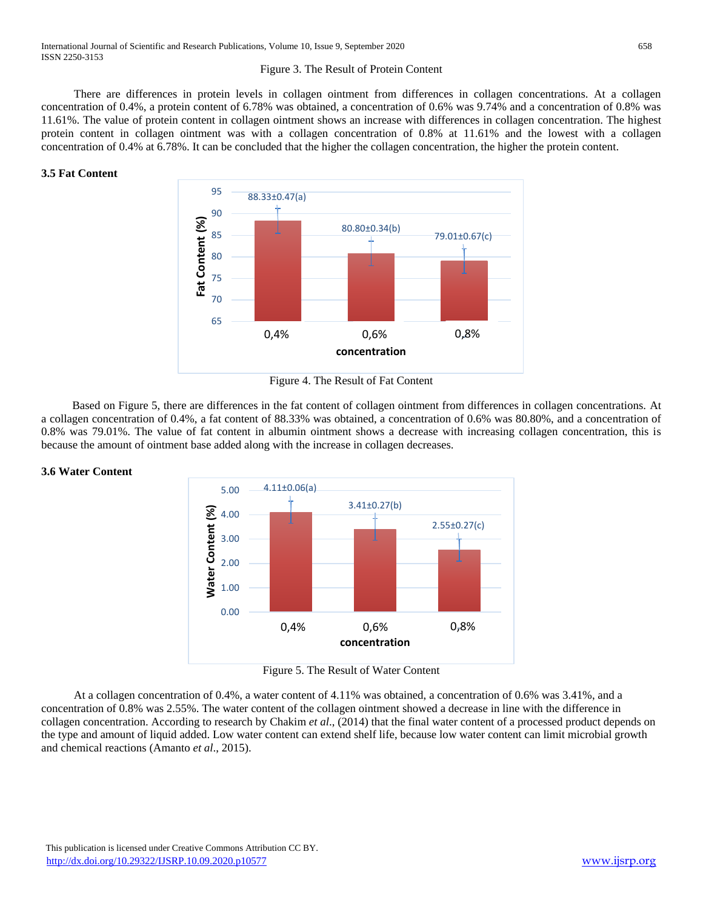Figure 3. The Result of Protein Content

There are differences in protein levels in collagen ointment from differences in collagen concentrations. At a collagen concentration of 0.4%, a protein content of 6.78% was obtained, a concentration of 0.6% was 9.74% and a concentration of 0.8% was 11.61%. The value of protein content in collagen ointment shows an increase with differences in collagen concentration. The highest protein content in collagen ointment was with a collagen concentration of 0.8% at 11.61% and the lowest with a collagen concentration of 0.4% at 6.78%. It can be concluded that the higher the collagen concentration, the higher the protein content.

### 3.5 Fat Content

Figure 4. The Result of Fat Content

Based on Figure 5, there are differences in the fat content of collagen ointment from differences in collagen concentrations. At a collagen concentration of 0.4%, a fat content of 88.33% was obtained, a concentration of 0.6% was 80.80%, and a concentration of 0.8% was 79.01%. The value of fat content in albumin ointment shows a decrease with increasing collagen concentration, this is because the amount of ointment base added along with the increase in collagen decreases.

### 3.6 Water Content

Figure 5. The Result of Water Content

At a collagen concentration of 0.4%, a water content of 4.11% was obtained, a concentration of 0.6% was 3.41%, and a concentration of 0.8% was 2.55%. The water content of the collagen ointment showed a decrease in line with the difference in collagen concentration. According to research by Chakim *et al*., (2014) that the final water content of a processed product depends on the type and amount of liquid added. Low water content can extend shelf life, because low water content can limit microbial growth and chemical reactions (Amanto *et al*., 2015).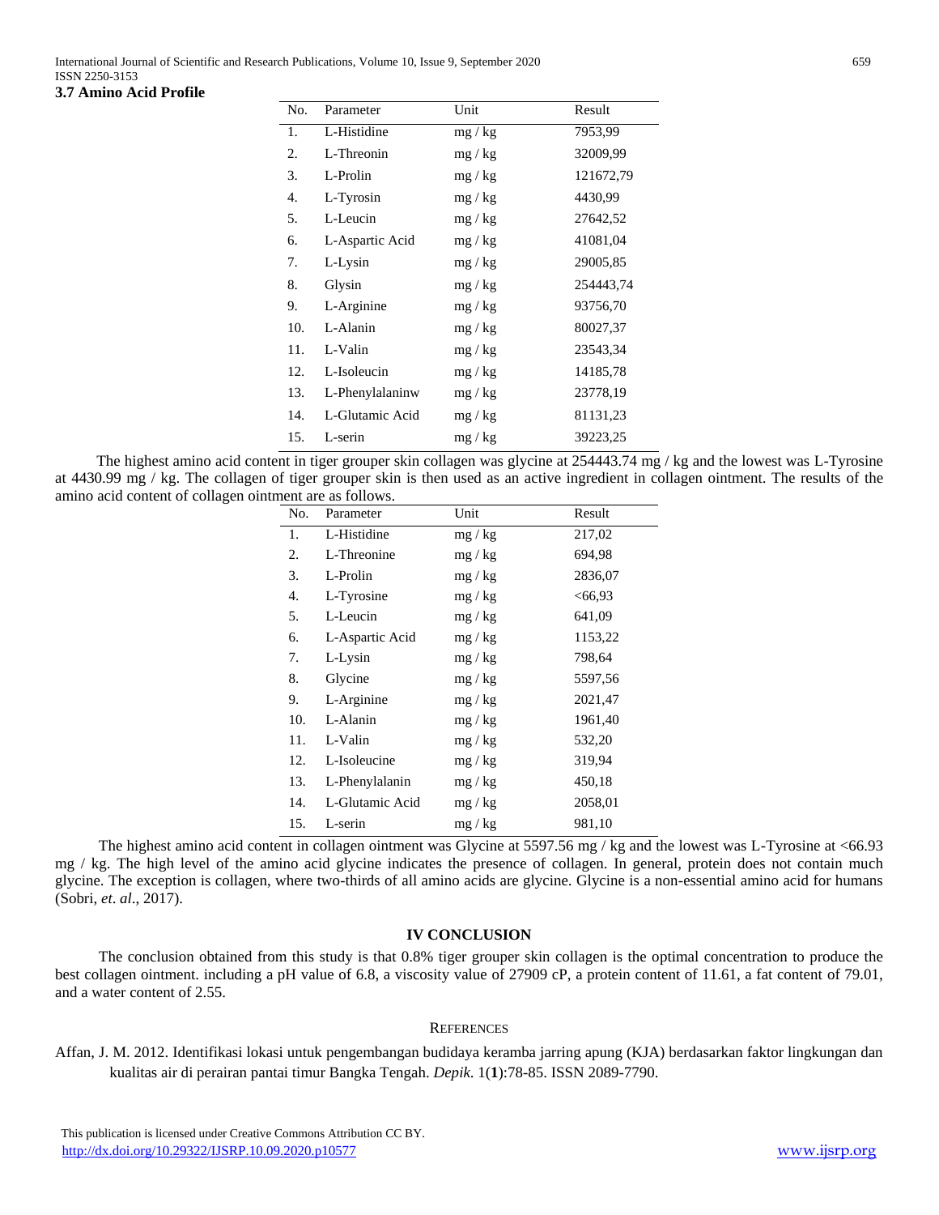### 3.7 Amino Acid Profile

| No. | Parameter | Unit | Result |
|---|---|---|---|
| 1. | L-Histidine | mg / kg | 7953,99 |
| 2. | L-Threonin | mg / kg | 32009,99 |
| 3. | L-Prolin | mg / kg | 121672,79 |
| 4. | L-Tyrosin | mg / kg | 4430,99 |
| 5. | L-Leucin | mg / kg | 27642,52 |
| 6. | L-Aspartic Acid | mg / kg | 41081,04 |
| 7. | L-Lysin | mg / kg | 29005,85 |
| 8. | Glysin | mg / kg | 254443,74 |
| 9. | L-Arginine | mg / kg | 93756,70 |
| 10. | L-Alanin | mg / kg | 80027,37 |
| 11. | L-Valin | mg / kg | 23543,34 |
| 12. | L-Isoleucin | mg / kg | 14185,78 |
| 13. | L-Phenylalaninw | mg / kg | 23778,19 |
| 14. | L-Glutamic Acid | mg / kg | 81131,23 |
| 15. | L-serin | mg / kg | 39223,25 |

The highest amino acid content in tiger grouper skin collagen was glycine at 254443.74 mg / kg and the lowest was L-Tyrosine at 4430.99 mg / kg. The collagen of tiger grouper skin is then used as an active ingredient in collagen ointment. The results of the amino acid content of collagen ointment are as follows.

| No. | Parameter | Unit | Result |
|---|---|---|---|
| 1. | L-Histidine | mg / kg | 217,02 |
| 2. | L-Threonine | mg / kg | 694,98 |
| 3. | L-Prolin | mg / kg | 2836,07 |
| 4. | L-Tyrosine | mg / kg | <66,93 |
| 5. | L-Leucin | mg / kg | 641,09 |
| 6. | L-Aspartic Acid | mg / kg | 1153,22 |
| 7. | L-Lysin | mg / kg | 798,64 |
| 8. | Glycine | mg / kg | 5597,56 |
| 9. | L-Arginine | mg / kg | 2021,47 |
| 10. | L-Alanin | mg / kg | 1961,40 |
| 11. | L-Valin | mg / kg | 532,20 |
| 12. | L-Isoleucine | mg / kg | 319,94 |
| 13. | L-Phenylalanin | mg / kg | 450,18 |
| 14. | L-Glutamic Acid | mg / kg | 2058,01 |
| 15. | L-serin | mg / kg | 981,10 |

The highest amino acid content in collagen ointment was Glycine at 5597.56 mg / kg and the lowest was L-Tyrosine at <66.93 mg / kg. The high level of the amino acid glycine indicates the presence of collagen. In general, protein does not contain much glycine. The exception is collagen, where two-thirds of all amino acids are glycine. Glycine is a non-essential amino acid for humans (Sobri, *et. al*., 2017).

## IV CONCLUSION

The conclusion obtained from this study is that 0.8% tiger grouper skin collagen is the optimal concentration to produce the best collagen ointment. including a pH value of 6.8, a viscosity value of 27909 cP, a protein content of 11.61, a fat content of 79.01, and a water content of 2.55.

## REFERENCES

Affan, J. M. 2012. Identifikasi lokasi untuk pengembangan budidaya keramba jarring apung (KJA) berdasarkan faktor lingkungan dan kualitas air di perairan pantai timur Bangka Tengah. *Depik*. 1(**1**):78-85. ISSN 2089-7790.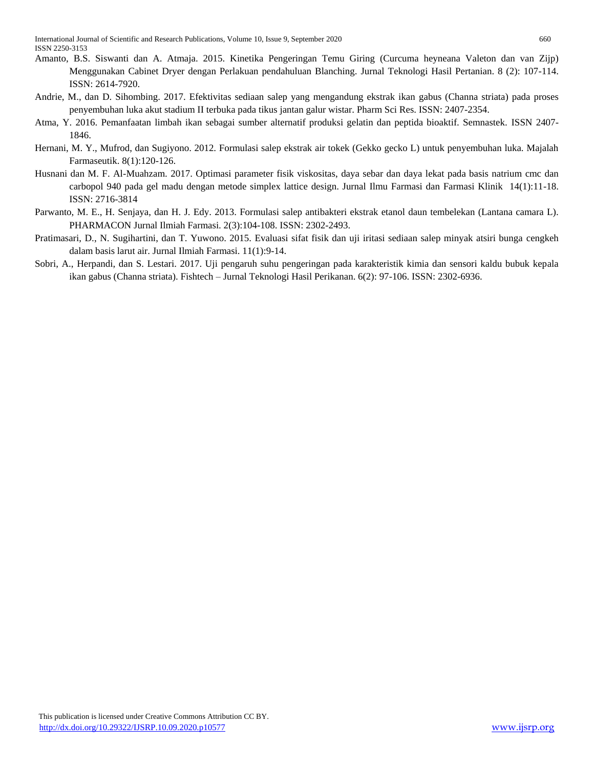Amanto, B.S. Siswanti dan A. Atmaja. 2015. Kinetika Pengeringan Temu Giring (Curcuma heyneana Valeton dan van Zijp) Menggunakan Cabinet Dryer dengan Perlakuan pendahuluan Blanching. Jurnal Teknologi Hasil Pertanian. 8 (2): 107-114. ISSN: 2614-7920.

Andrie, M., dan D. Sihombing. 2017. Efektivitas sediaan salep yang mengandung ekstrak ikan gabus (Channa striata) pada proses penyembuhan luka akut stadium II terbuka pada tikus jantan galur wistar. Pharm Sci Res. ISSN: 2407-2354.

Atma, Y. 2016. Pemanfaatan limbah ikan sebagai sumber alternatif produksi gelatin dan peptida bioaktif. Semnastek. ISSN 2407-1846.

Hernani, M. Y., Mufrod, dan Sugiyono. 2012. Formulasi salep ekstrak air tokek (Gekko gecko L) untuk penyembuhan luka. Majalah Farmaseutik. 8(1):120-126.

Husnani dan M. F. Al-Muahzam. 2017. Optimasi parameter fisik viskositas, daya sebar dan daya lekat pada basis natrium cmc dan carbopol 940 pada gel madu dengan metode simplex lattice design. Jurnal Ilmu Farmasi dan Farmasi Klinik 14(1):11-18. ISSN: 2716-3814

Parwanto, M. E., H. Senjaya, dan H. J. Edy. 2013. Formulasi salep antibakteri ekstrak etanol daun tembelekan (Lantana camara L). PHARMACON Jurnal Ilmiah Farmasi. 2(3):104-108. ISSN: 2302-2493.

Pratimasari, D., N. Sugihartini, dan T. Yuwono. 2015. Evaluasi sifat fisik dan uji iritasi sediaan salep minyak atsiri bunga cengkeh dalam basis larut air. Jurnal Ilmiah Farmasi. 11(1):9-14.

Sobri, A., Herpandi, dan S. Lestari. 2017. Uji pengaruh suhu pengeringan pada karakteristik kimia dan sensori kaldu bubuk kepala ikan gabus (Channa striata). Fishtech – Jurnal Teknologi Hasil Perikanan. 6(2): 97-106. ISSN: 2302-6936.